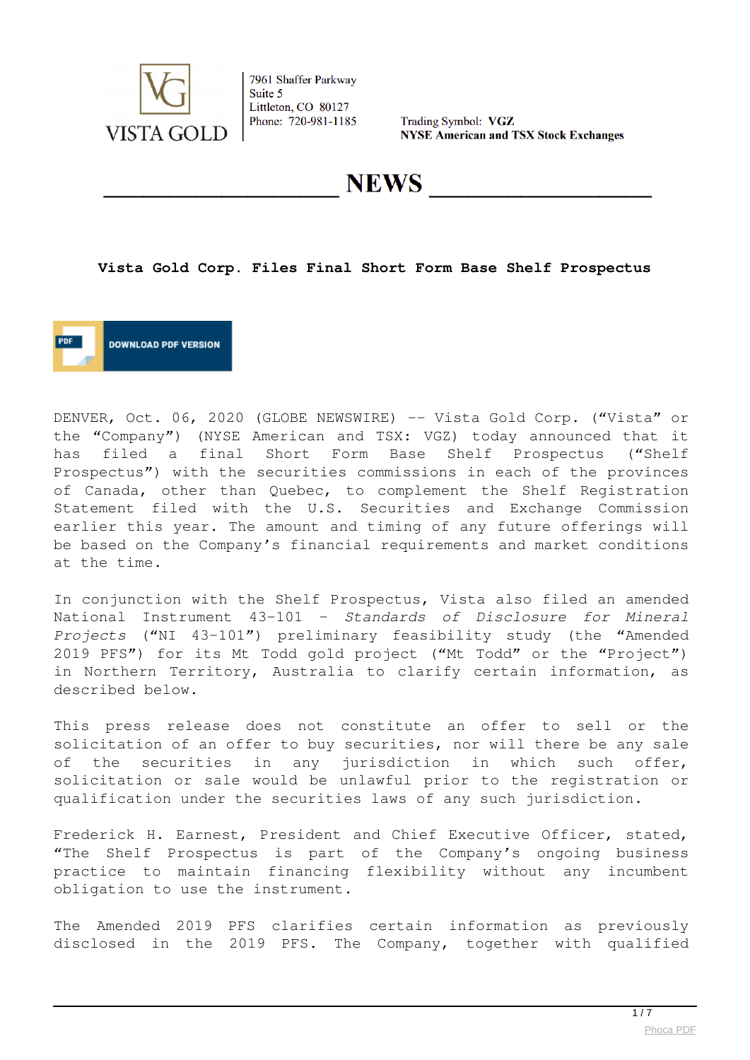VISTA GOLD

7961 Shaffer Parkway
Suite 5
Littleton, CO 80127
Phone: 720-981-1185

Trading Symbol: **VGZ**
**NYSE American and TSX Stock Exchanges**

# NEWS

## Vista Gold Corp. Files Final Short Form Base Shelf Prospectus

DOWNLOAD PDF VERSION

DENVER, Oct. 06, 2020 (GLOBE NEWSWIRE) -- Vista Gold Corp. ("Vista" or the "Company") (NYSE American and TSX: VGZ) today announced that it has filed a final Short Form Base Shelf Prospectus ("Shelf Prospectus") with the securities commissions in each of the provinces of Canada, other than Quebec, to complement the Shelf Registration Statement filed with the U.S. Securities and Exchange Commission earlier this year. The amount and timing of any future offerings will be based on the Company's financial requirements and market conditions at the time.

In conjunction with the Shelf Prospectus, Vista also filed an amended National Instrument 43-101 – *Standards of Disclosure for Mineral Projects* ("NI 43-101") preliminary feasibility study (the "Amended 2019 PFS") for its Mt Todd gold project ("Mt Todd" or the "Project") in Northern Territory, Australia to clarify certain information, as described below.

This press release does not constitute an offer to sell or the solicitation of an offer to buy securities, nor will there be any sale of the securities in any jurisdiction in which such offer, solicitation or sale would be unlawful prior to the registration or qualification under the securities laws of any such jurisdiction.

Frederick H. Earnest, President and Chief Executive Officer, stated, "The Shelf Prospectus is part of the Company's ongoing business practice to maintain financing flexibility without any incumbent obligation to use the instrument.

The Amended 2019 PFS clarifies certain information as previously disclosed in the 2019 PFS. The Company, together with qualified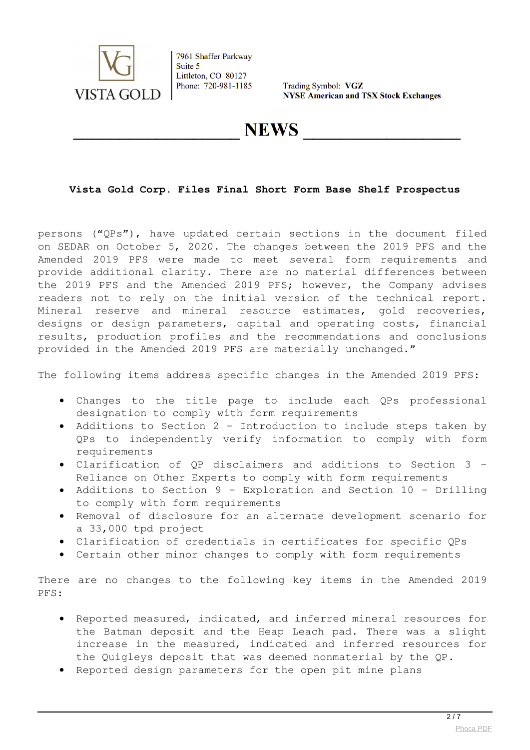persons ("QPs"), have updated certain sections in the document filed on SEDAR on October 5, 2020. The changes between the 2019 PFS and the Amended 2019 PFS were made to meet several form requirements and provide additional clarity. There are no material differences between the 2019 PFS and the Amended 2019 PFS; however, the Company advises readers not to rely on the initial version of the technical report. Mineral reserve and mineral resource estimates, gold recoveries, designs or design parameters, capital and operating costs, financial results, production profiles and the recommendations and conclusions provided in the Amended 2019 PFS are materially unchanged."

The following items address specific changes in the Amended 2019 PFS:

- Changes to the title page to include each QPs professional designation to comply with form requirements
- Additions to Section 2 – Introduction to include steps taken by QPs to independently verify information to comply with form requirements
- Clarification of QP disclaimers and additions to Section 3 – Reliance on Other Experts to comply with form requirements
- Additions to Section 9 – Exploration and Section 10 – Drilling to comply with form requirements
- Removal of disclosure for an alternate development scenario for a 33,000 tpd project
- Clarification of credentials in certificates for specific QPs
- Certain other minor changes to comply with form requirements

There are no changes to the following key items in the Amended 2019 PFS:

- Reported measured, indicated, and inferred mineral resources for the Batman deposit and the Heap Leach pad. There was a slight increase in the measured, indicated and inferred resources for the Quigleys deposit that was deemed nonmaterial by the QP.
- Reported design parameters for the open pit mine plans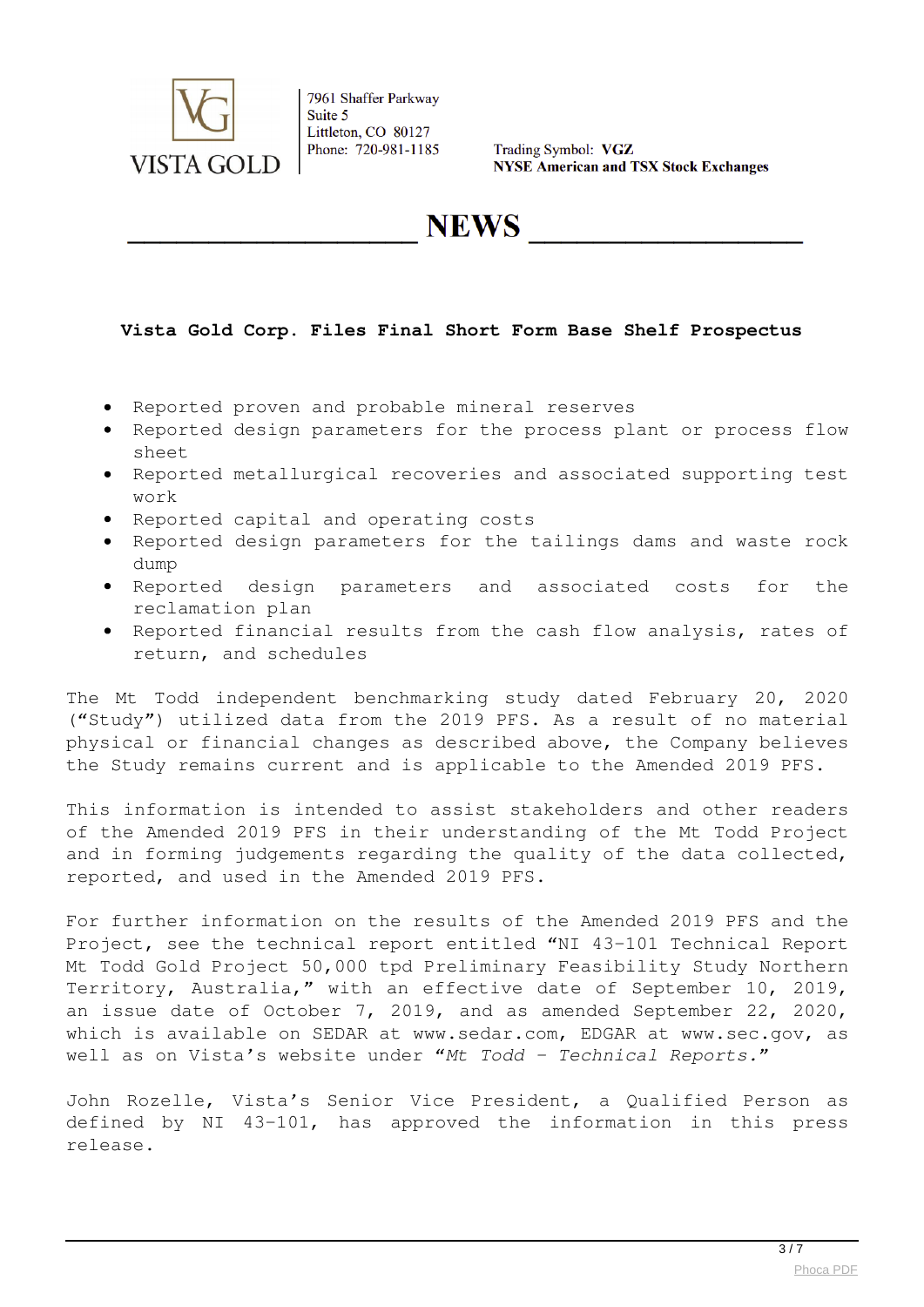VISTA GOLD

7961 Shaffer Parkway
Suite 5
Littleton, CO 80127
Phone: 720-981-1185

Trading Symbol: **VGZ**
**NYSE American and TSX Stock Exchanges**

# NEWS

**Vista Gold Corp. Files Final Short Form Base Shelf Prospectus**

- Reported proven and probable mineral reserves
- Reported design parameters for the process plant or process flow sheet
- Reported metallurgical recoveries and associated supporting test work
- Reported capital and operating costs
- Reported design parameters for the tailings dams and waste rock dump
- Reported design parameters and associated costs for the reclamation plan
- Reported financial results from the cash flow analysis, rates of return, and schedules

The Mt Todd independent benchmarking study dated February 20, 2020 ("Study") utilized data from the 2019 PFS. As a result of no material physical or financial changes as described above, the Company believes the Study remains current and is applicable to the Amended 2019 PFS.

This information is intended to assist stakeholders and other readers of the Amended 2019 PFS in their understanding of the Mt Todd Project and in forming judgements regarding the quality of the data collected, reported, and used in the Amended 2019 PFS.

For further information on the results of the Amended 2019 PFS and the Project, see the technical report entitled "NI 43-101 Technical Report Mt Todd Gold Project 50,000 tpd Preliminary Feasibility Study Northern Territory, Australia," with an effective date of September 10, 2019, an issue date of October 7, 2019, and as amended September 22, 2020, which is available on SEDAR at www.sedar.com, EDGAR at www.sec.gov, as well as on Vista's website under *"Mt Todd - Technical Reports."*

John Rozelle, Vista's Senior Vice President, a Qualified Person as defined by NI 43-101, has approved the information in this press release.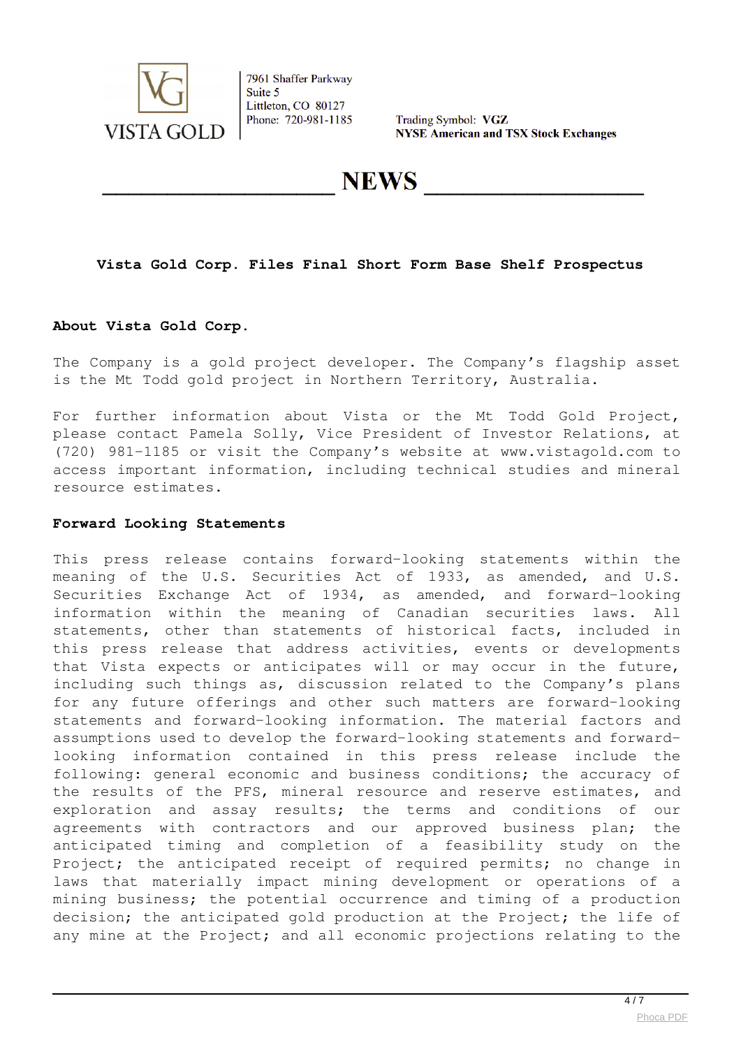VISTA GOLD

7961 Shaffer Parkway
Suite 5
Littleton, CO 80127
Phone: 720-981-1185

Trading Symbol: **VGZ**
**NYSE American and TSX Stock Exchanges**

# NEWS

**Vista Gold Corp. Files Final Short Form Base Shelf Prospectus**

**About Vista Gold Corp.**

The Company is a gold project developer. The Company's flagship asset is the Mt Todd gold project in Northern Territory, Australia.

For further information about Vista or the Mt Todd Gold Project, please contact Pamela Solly, Vice President of Investor Relations, at (720) 981-1185 or visit the Company's website at www.vistagold.com to access important information, including technical studies and mineral resource estimates.

**Forward Looking Statements**

This press release contains forward-looking statements within the meaning of the U.S. Securities Act of 1933, as amended, and U.S. Securities Exchange Act of 1934, as amended, and forward-looking information within the meaning of Canadian securities laws. All statements, other than statements of historical facts, included in this press release that address activities, events or developments that Vista expects or anticipates will or may occur in the future, including such things as, discussion related to the Company's plans for any future offerings and other such matters are forward-looking statements and forward-looking information. The material factors and assumptions used to develop the forward-looking statements and forward-looking information contained in this press release include the following: general economic and business conditions; the accuracy of the results of the PFS, mineral resource and reserve estimates, and exploration and assay results; the terms and conditions of our agreements with contractors and our approved business plan; the anticipated timing and completion of a feasibility study on the Project; the anticipated receipt of required permits; no change in laws that materially impact mining development or operations of a mining business; the potential occurrence and timing of a production decision; the anticipated gold production at the Project; the life of any mine at the Project; and all economic projections relating to the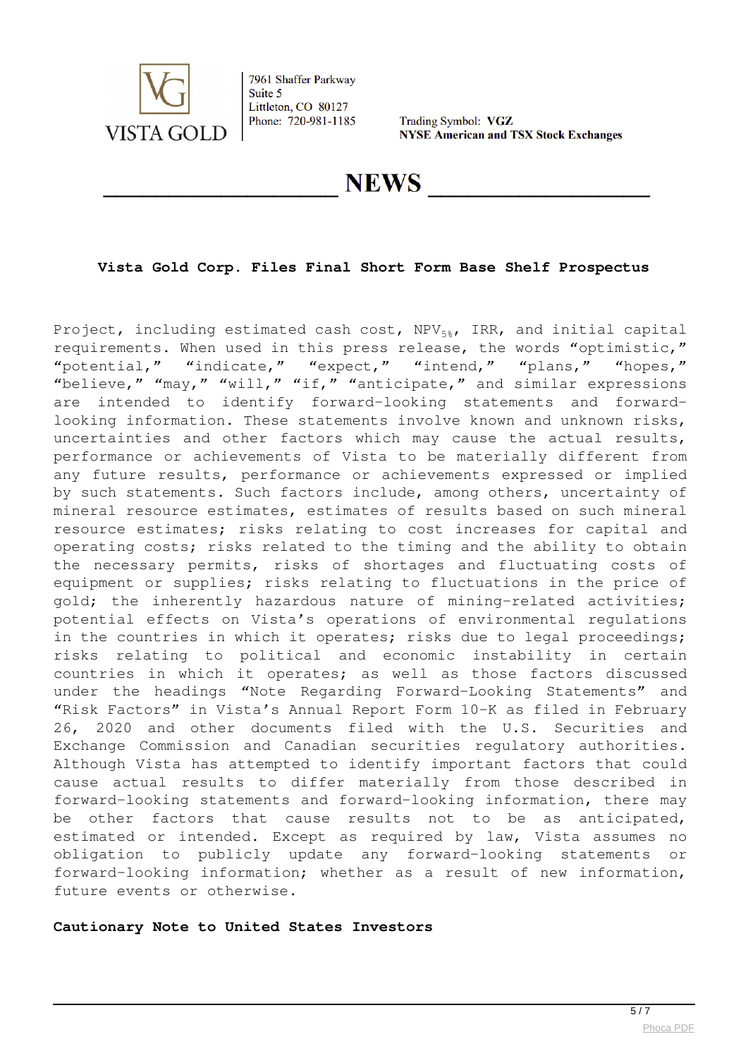Project, including estimated cash cost, $NPV_{5\%}$, IRR, and initial capital requirements. When used in this press release, the words "optimistic," "potential," "indicate," "expect," "intend," "plans," "hopes," "believe," "may," "will," "if," "anticipate," and similar expressions are intended to identify forward-looking statements and forward-looking information. These statements involve known and unknown risks, uncertainties and other factors which may cause the actual results, performance or achievements of Vista to be materially different from any future results, performance or achievements expressed or implied by such statements. Such factors include, among others, uncertainty of mineral resource estimates, estimates of results based on such mineral resource estimates; risks relating to cost increases for capital and operating costs; risks related to the timing and the ability to obtain the necessary permits, risks of shortages and fluctuating costs of equipment or supplies; risks relating to fluctuations in the price of gold; the inherently hazardous nature of mining-related activities; potential effects on Vista's operations of environmental regulations in the countries in which it operates; risks due to legal proceedings; risks relating to political and economic instability in certain countries in which it operates; as well as those factors discussed under the headings "Note Regarding Forward-Looking Statements" and "Risk Factors" in Vista's Annual Report Form 10-K as filed in February 26, 2020 and other documents filed with the U.S. Securities and Exchange Commission and Canadian securities regulatory authorities. Although Vista has attempted to identify important factors that could cause actual results to differ materially from those described in forward-looking statements and forward-looking information, there may be other factors that cause results not to be as anticipated, estimated or intended. Except as required by law, Vista assumes no obligation to publicly update any forward-looking statements or forward-looking information; whether as a result of new information, future events or otherwise.

**Cautionary Note to United States Investors**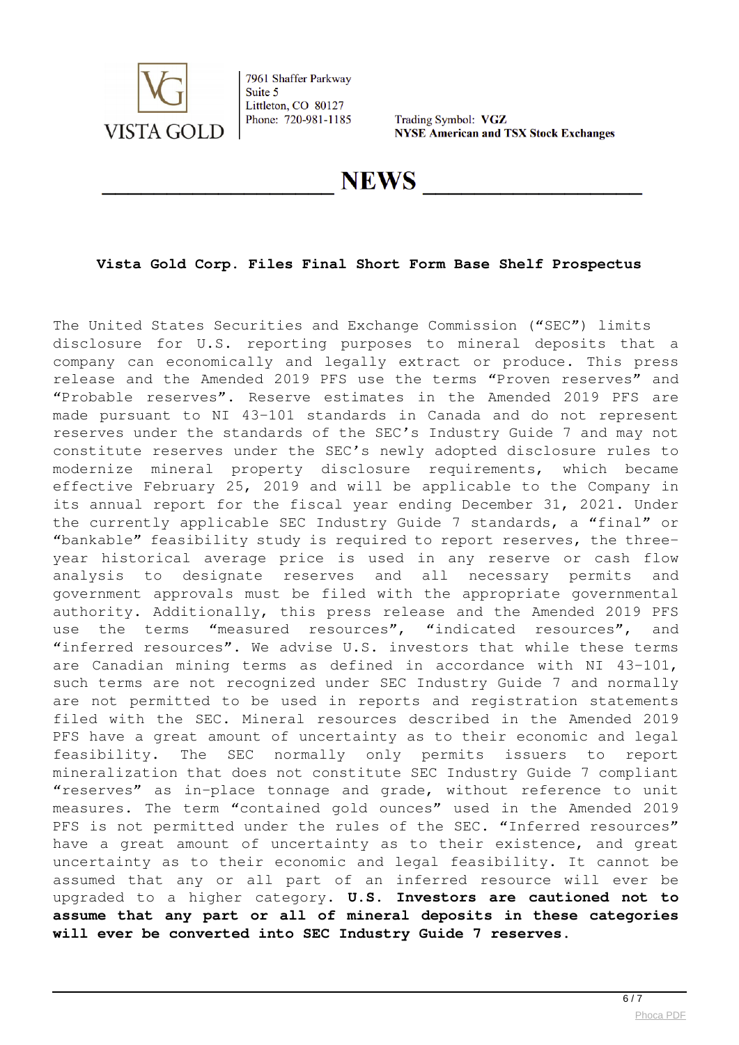Vista Gold Corp.

7961 Shaffer Parkway
Suite 5
Littleton, CO 80127
Phone: 720-981-1185

Trading Symbol: **VGZ**
**NYSE American and TSX Stock Exchanges**

# NEWS

### Vista Gold Corp. Files Final Short Form Base Shelf Prospectus

The United States Securities and Exchange Commission ("SEC") limits disclosure for U.S. reporting purposes to mineral deposits that a company can economically and legally extract or produce. This press release and the Amended 2019 PFS use the terms "Proven reserves" and "Probable reserves". Reserve estimates in the Amended 2019 PFS are made pursuant to NI 43-101 standards in Canada and do not represent reserves under the standards of the SEC's Industry Guide 7 and may not constitute reserves under the SEC's newly adopted disclosure rules to modernize mineral property disclosure requirements, which became effective February 25, 2019 and will be applicable to the Company in its annual report for the fiscal year ending December 31, 2021. Under the currently applicable SEC Industry Guide 7 standards, a "final" or "bankable" feasibility study is required to report reserves, the three-year historical average price is used in any reserve or cash flow analysis to designate reserves and all necessary permits and government approvals must be filed with the appropriate governmental authority. Additionally, this press release and the Amended 2019 PFS use the terms "measured resources", "indicated resources", and "inferred resources". We advise U.S. investors that while these terms are Canadian mining terms as defined in accordance with NI 43-101, such terms are not recognized under SEC Industry Guide 7 and normally are not permitted to be used in reports and registration statements filed with the SEC. Mineral resources described in the Amended 2019 PFS have a great amount of uncertainty as to their economic and legal feasibility. The SEC normally only permits issuers to report mineralization that does not constitute SEC Industry Guide 7 compliant "reserves" as in-place tonnage and grade, without reference to unit measures. The term "contained gold ounces" used in the Amended 2019 PFS is not permitted under the rules of the SEC. "Inferred resources" have a great amount of uncertainty as to their existence, and great uncertainty as to their economic and legal feasibility. It cannot be assumed that any or all part of an inferred resource will ever be upgraded to a higher category. **U.S. Investors are cautioned not to assume that any part or all of mineral deposits in these categories will ever be converted into SEC Industry Guide 7 reserves.**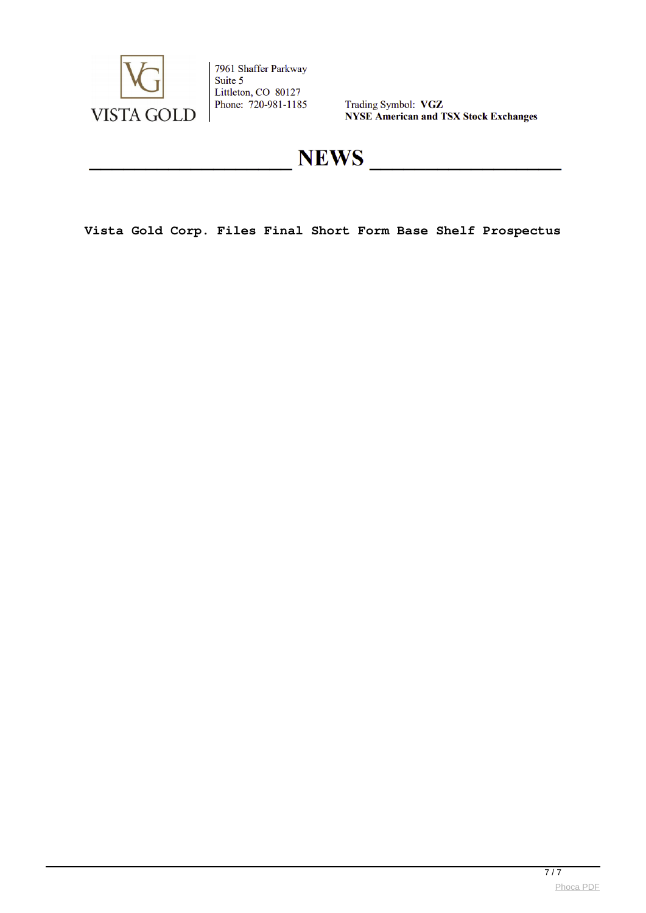VISTA GOLD

7961 Shaffer Parkway
Suite 5
Littleton, CO 80127
Phone: 720-981-1185

Trading Symbol: **VGZ**
**NYSE American and TSX Stock Exchanges**

# NEWS

**Vista Gold Corp. Files Final Short Form Base Shelf Prospectus**